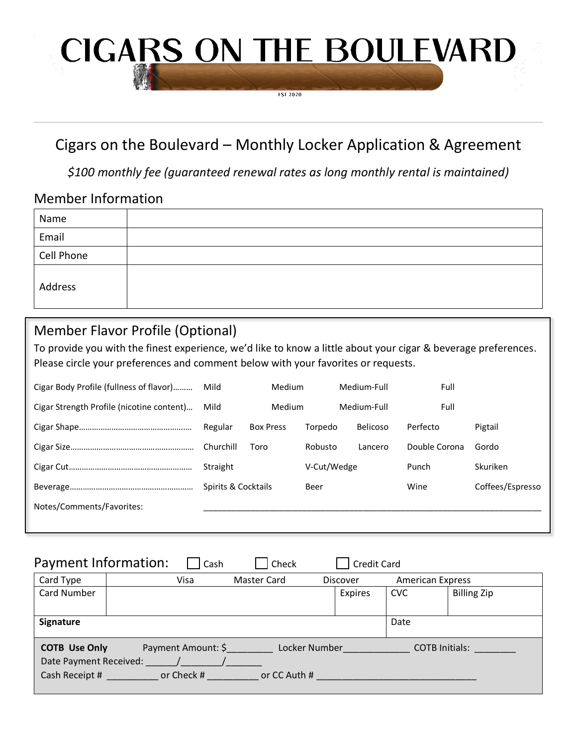# CIGARS ON THE BOULEVARD

EST 2020

## Cigars on the Boulevard – Monthly Locker Application & Agreement

*$100 monthly fee (guaranteed renewal rates as long monthly rental is maintained)*

### Member Information

| Name | |
|---|---|
| Email | |
| Cell Phone | |
| Address | |

### Member Flavor Profile (Optional)

To provide you with the finest experience, we'd like to know a little about your cigar & beverage preferences. Please circle your preferences and comment below with your favorites or requests.

| | | | | | | |
|---|---|---|---|---|---|---|
| Cigar Body Profile (fullness of flavor)……… | Mild | Medium | | Medium-Full | Full | |
| Cigar Strength Profile (nicotine content)… | Mild | Medium | | Medium-Full | Full | |
| Cigar Shape…………………………………………… | Regular | Box Press | Torpedo | Belicoso | Perfecto | Pigtail |
| Cigar Size……………………………………………… | Churchill | Toro | Robusto | Lancero | Double Corona | Gordo |
| Cigar Cut………………………………………………… | Straight | | V-Cut/Wedge | | Punch | Skuriken |
| Beverage………………………………………………… | Spirits & Cocktails | | Beer | | Wine | Coffees/Espresso |

Notes/Comments/Favorites: ______________________________________________________________________

### Payment Information: ☐ Cash ☐ Check ☐ Credit Card

| Card Type | Visa | Master Card | Discover | American Express | |
|---|---|---|---|---|---|
| Card Number | | | Expires | CVC | Billing Zip |
| **Signature** | | | | Date | |

**COTB Use Only** Payment Amount: $_________ Locker Number_____________ COTB Initials: ________
Date Payment Received: ______/________/_______
Cash Receipt # __________ or Check # __________ or CC Auth # _______________________________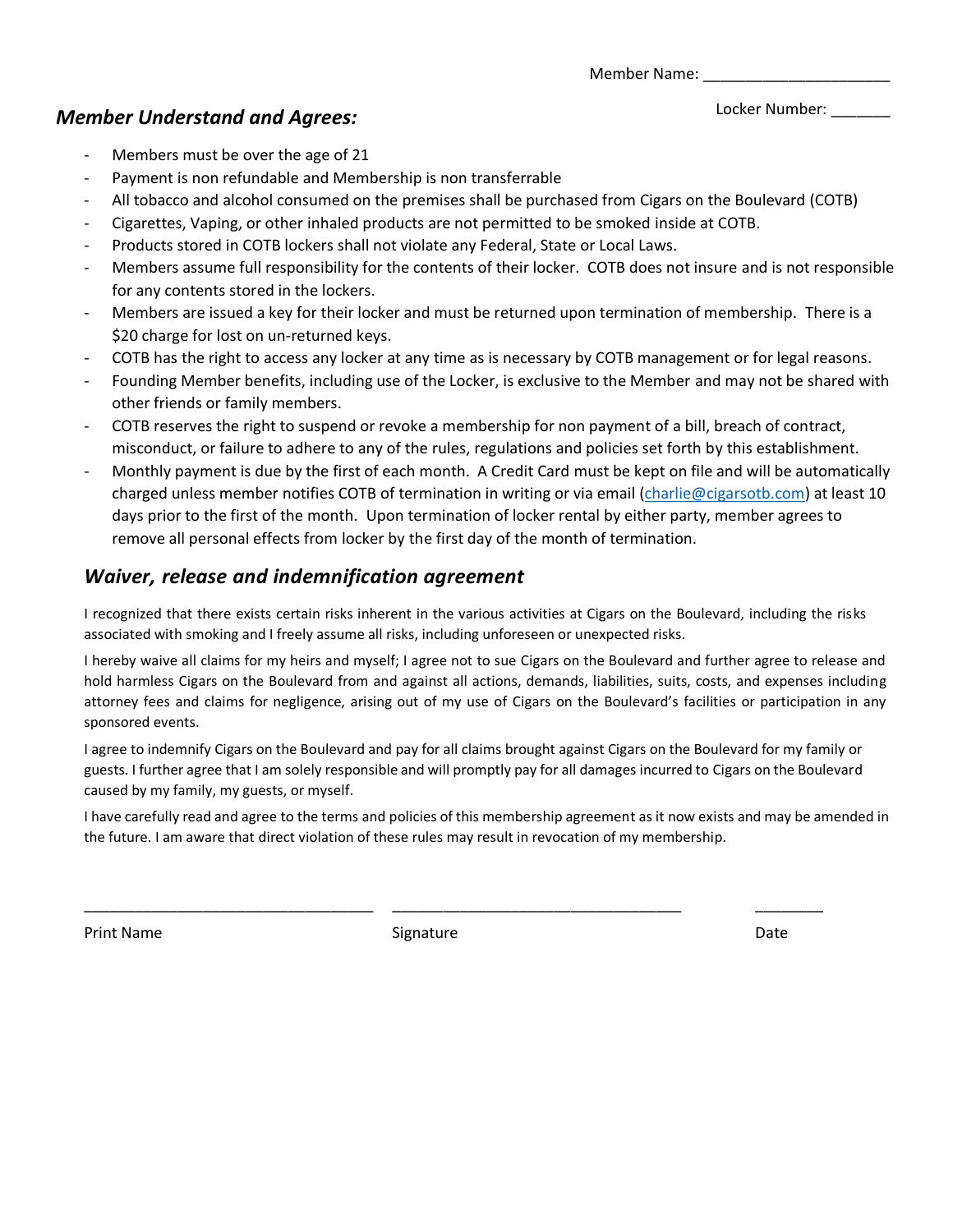Member Name: ______________________

Locker Number: _______

## *Member Understand and Agrees:*

- Members must be over the age of 21
- Payment is non refundable and Membership is non transferrable
- All tobacco and alcohol consumed on the premises shall be purchased from Cigars on the Boulevard (COTB)
- Cigarettes, Vaping, or other inhaled products are not permitted to be smoked inside at COTB.
- Products stored in COTB lockers shall not violate any Federal, State or Local Laws.
- Members assume full responsibility for the contents of their locker. COTB does not insure and is not responsible for any contents stored in the lockers.
- Members are issued a key for their locker and must be returned upon termination of membership. There is a $20 charge for lost on un-returned keys.
- COTB has the right to access any locker at any time as is necessary by COTB management or for legal reasons.
- Founding Member benefits, including use of the Locker, is exclusive to the Member and may not be shared with other friends or family members.
- COTB reserves the right to suspend or revoke a membership for non payment of a bill, breach of contract, misconduct, or failure to adhere to any of the rules, regulations and policies set forth by this establishment.
- Monthly payment is due by the first of each month. A Credit Card must be kept on file and will be automatically charged unless member notifies COTB of termination in writing or via email (charlie@cigarsotb.com) at least 10 days prior to the first of the month. Upon termination of locker rental by either party, member agrees to remove all personal effects from locker by the first day of the month of termination.

## *Waiver, release and indemnification agreement*

I recognized that there exists certain risks inherent in the various activities at Cigars on the Boulevard, including the risks associated with smoking and I freely assume all risks, including unforeseen or unexpected risks.

I hereby waive all claims for my heirs and myself; I agree not to sue Cigars on the Boulevard and further agree to release and hold harmless Cigars on the Boulevard from and against all actions, demands, liabilities, suits, costs, and expenses including attorney fees and claims for negligence, arising out of my use of Cigars on the Boulevard's facilities or participation in any sponsored events.

I agree to indemnify Cigars on the Boulevard and pay for all claims brought against Cigars on the Boulevard for my family or guests. I further agree that I am solely responsible and will promptly pay for all damages incurred to Cigars on the Boulevard caused by my family, my guests, or myself.

I have carefully read and agree to the terms and policies of this membership agreement as it now exists and may be amended in the future. I am aware that direct violation of these rules may result in revocation of my membership.

___________________________________ ___________________________________ ________

Print Name Signature Date